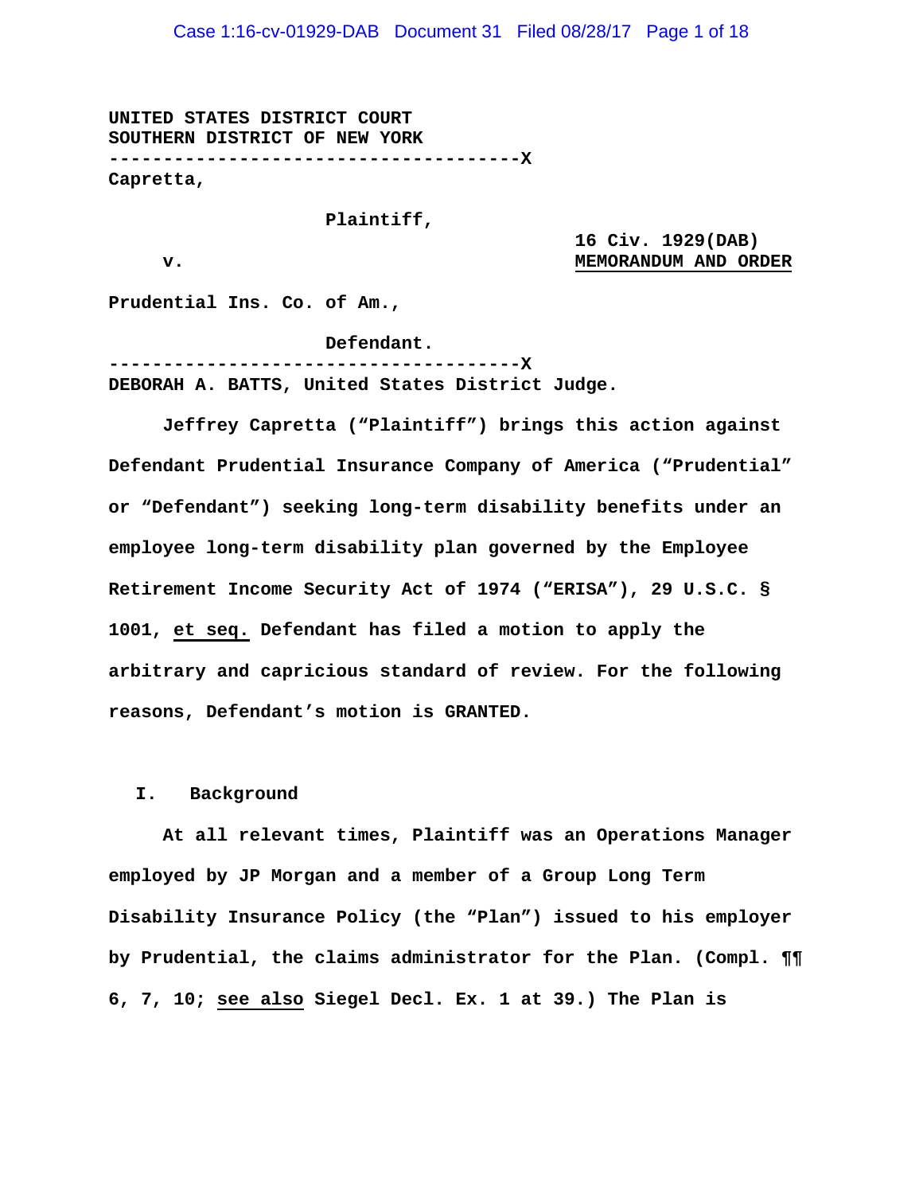UNITED STATES DISTRICT COURT
SOUTHERN DISTRICT OF NEW YORK
--------------------------------------X
Capretta,

Plaintiff,

v.

16 Civ. 1929(DAB)
MEMORANDUM AND ORDER

Prudential Ins. Co. of Am.,

Defendant.
--------------------------------------X
DEBORAH A. BATTS, United States District Judge.

Jeffrey Capretta ("Plaintiff") brings this action against Defendant Prudential Insurance Company of America ("Prudential" or "Defendant") seeking long-term disability benefits under an employee long-term disability plan governed by the Employee Retirement Income Security Act of 1974 ("ERISA"), 29 U.S.C. § 1001, et seq. Defendant has filed a motion to apply the arbitrary and capricious standard of review. For the following reasons, Defendant's motion is GRANTED.

## I. Background

At all relevant times, Plaintiff was an Operations Manager employed by JP Morgan and a member of a Group Long Term Disability Insurance Policy (the "Plan") issued to his employer by Prudential, the claims administrator for the Plan. (Compl. ¶¶ 6, 7, 10; see also Siegel Decl. Ex. 1 at 39.) The Plan is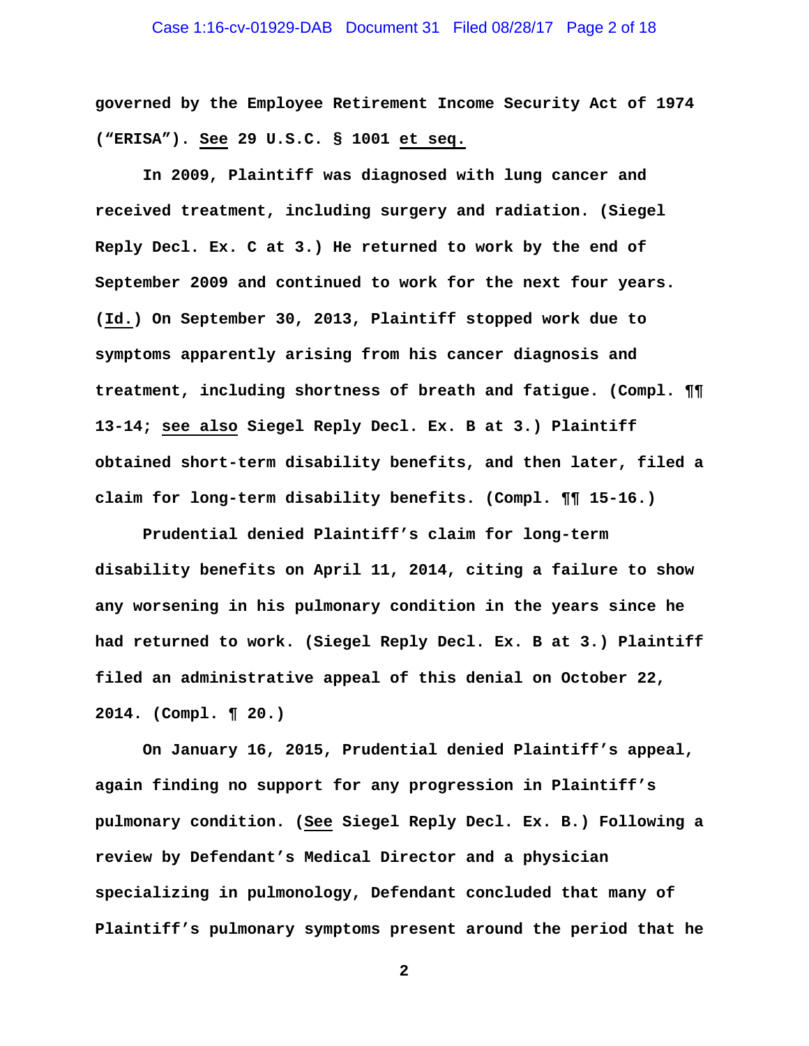governed by the Employee Retirement Income Security Act of 1974 ("ERISA"). See 29 U.S.C. § 1001 et seq.

In 2009, Plaintiff was diagnosed with lung cancer and received treatment, including surgery and radiation. (Siegel Reply Decl. Ex. C at 3.) He returned to work by the end of September 2009 and continued to work for the next four years. (Id.) On September 30, 2013, Plaintiff stopped work due to symptoms apparently arising from his cancer diagnosis and treatment, including shortness of breath and fatigue. (Compl. ¶¶ 13-14; see also Siegel Reply Decl. Ex. B at 3.) Plaintiff obtained short-term disability benefits, and then later, filed a claim for long-term disability benefits. (Compl. ¶¶ 15-16.)

Prudential denied Plaintiff's claim for long-term disability benefits on April 11, 2014, citing a failure to show any worsening in his pulmonary condition in the years since he had returned to work. (Siegel Reply Decl. Ex. B at 3.) Plaintiff filed an administrative appeal of this denial on October 22, 2014. (Compl. ¶ 20.)

On January 16, 2015, Prudential denied Plaintiff's appeal, again finding no support for any progression in Plaintiff's pulmonary condition. (See Siegel Reply Decl. Ex. B.) Following a review by Defendant's Medical Director and a physician specializing in pulmonology, Defendant concluded that many of Plaintiff's pulmonary symptoms present around the period that he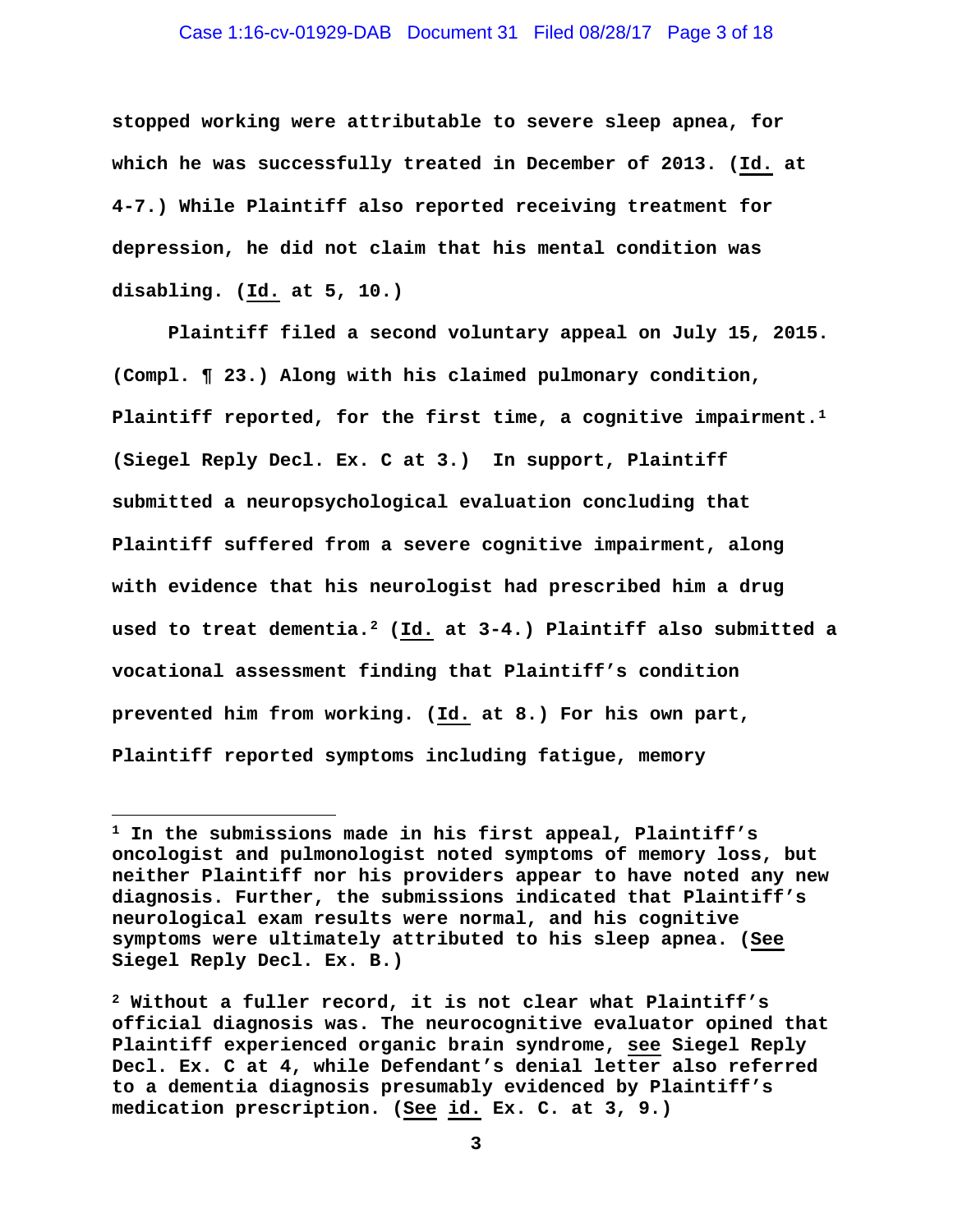**stopped working were attributable to severe sleep apnea, for which he was successfully treated in December of 2013. (Id. at 4-7.) While Plaintiff also reported receiving treatment for depression, he did not claim that his mental condition was disabling. (Id. at 5, 10.)**

**Plaintiff filed a second voluntary appeal on July 15, 2015. (Compl. ¶ 23.) Along with his claimed pulmonary condition, Plaintiff reported, for the first time, a cognitive impairment.[1] (Siegel Reply Decl. Ex. C at 3.) In support, Plaintiff submitted a neuropsychological evaluation concluding that Plaintiff suffered from a severe cognitive impairment, along with evidence that his neurologist had prescribed him a drug used to treat dementia.[2] (Id. at 3-4.) Plaintiff also submitted a vocational assessment finding that Plaintiff's condition prevented him from working. (Id. at 8.) For his own part, Plaintiff reported symptoms including fatigue, memory**

---

**[1] In the submissions made in his first appeal, Plaintiff's oncologist and pulmonologist noted symptoms of memory loss, but neither Plaintiff nor his providers appear to have noted any new diagnosis. Further, the submissions indicated that Plaintiff's neurological exam results were normal, and his cognitive symptoms were ultimately attributed to his sleep apnea. (See Siegel Reply Decl. Ex. B.)**

**[2] Without a fuller record, it is not clear what Plaintiff's official diagnosis was. The neurocognitive evaluator opined that Plaintiff experienced organic brain syndrome, see Siegel Reply Decl. Ex. C at 4, while Defendant's denial letter also referred to a dementia diagnosis presumably evidenced by Plaintiff's medication prescription. (See id. Ex. C. at 3, 9.)**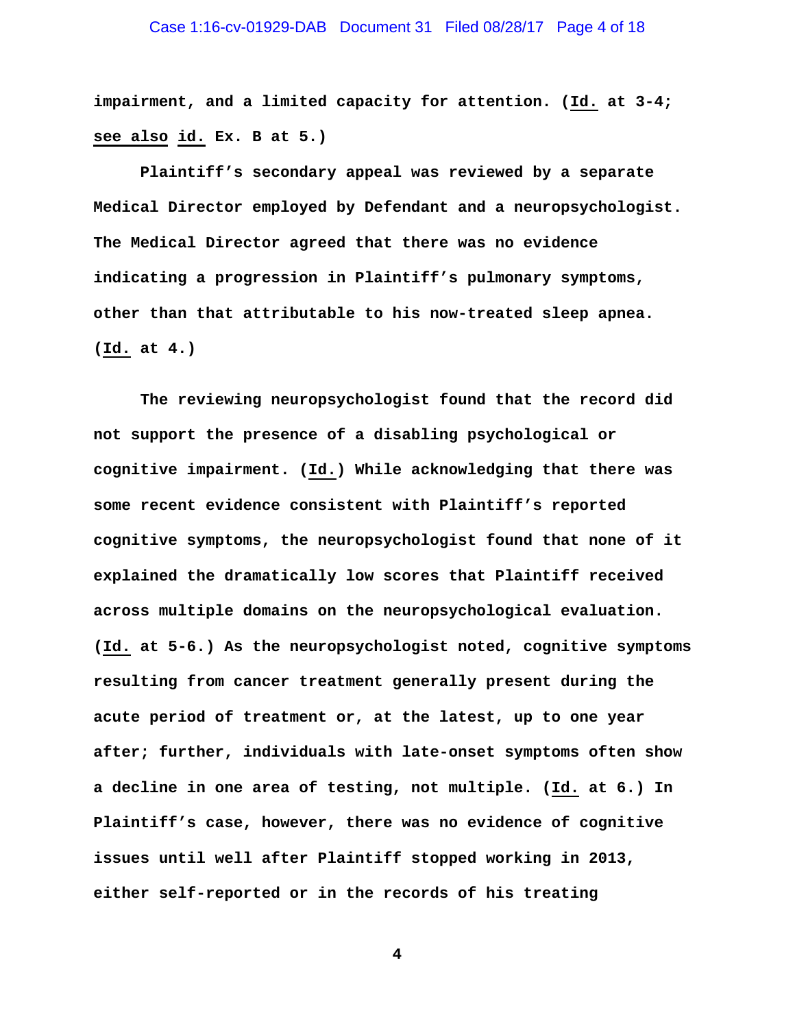impairment, and a limited capacity for attention. (Id. at 3-4; see also id. Ex. B at 5.)

Plaintiff's secondary appeal was reviewed by a separate Medical Director employed by Defendant and a neuropsychologist. The Medical Director agreed that there was no evidence indicating a progression in Plaintiff's pulmonary symptoms, other than that attributable to his now-treated sleep apnea. (Id. at 4.)

The reviewing neuropsychologist found that the record did not support the presence of a disabling psychological or cognitive impairment. (Id.) While acknowledging that there was some recent evidence consistent with Plaintiff's reported cognitive symptoms, the neuropsychologist found that none of it explained the dramatically low scores that Plaintiff received across multiple domains on the neuropsychological evaluation. (Id. at 5-6.) As the neuropsychologist noted, cognitive symptoms resulting from cancer treatment generally present during the acute period of treatment or, at the latest, up to one year after; further, individuals with late-onset symptoms often show a decline in one area of testing, not multiple. (Id. at 6.) In Plaintiff's case, however, there was no evidence of cognitive issues until well after Plaintiff stopped working in 2013, either self-reported or in the records of his treating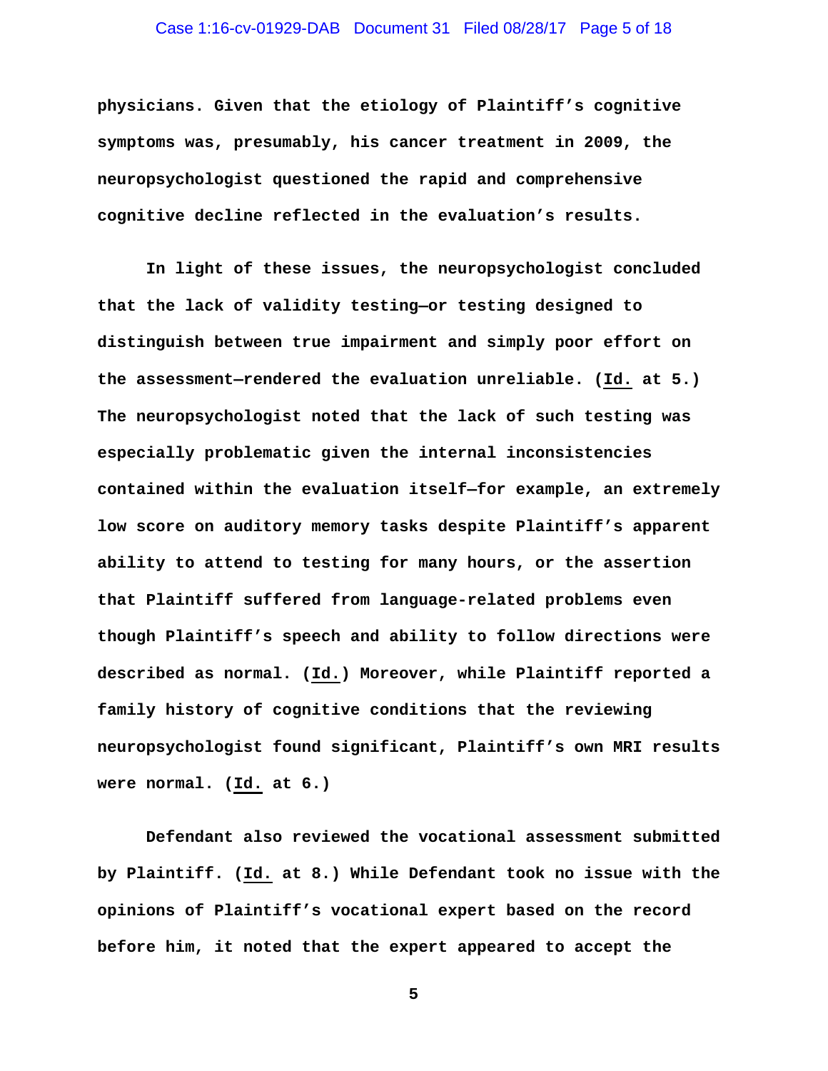physicians. Given that the etiology of Plaintiff's cognitive symptoms was, presumably, his cancer treatment in 2009, the neuropsychologist questioned the rapid and comprehensive cognitive decline reflected in the evaluation's results.

In light of these issues, the neuropsychologist concluded that the lack of validity testing—or testing designed to distinguish between true impairment and simply poor effort on the assessment—rendered the evaluation unreliable. (Id. at 5.) The neuropsychologist noted that the lack of such testing was especially problematic given the internal inconsistencies contained within the evaluation itself—for example, an extremely low score on auditory memory tasks despite Plaintiff's apparent ability to attend to testing for many hours, or the assertion that Plaintiff suffered from language-related problems even though Plaintiff's speech and ability to follow directions were described as normal. (Id.) Moreover, while Plaintiff reported a family history of cognitive conditions that the reviewing neuropsychologist found significant, Plaintiff's own MRI results were normal. (Id. at 6.)

Defendant also reviewed the vocational assessment submitted by Plaintiff. (Id. at 8.) While Defendant took no issue with the opinions of Plaintiff's vocational expert based on the record before him, it noted that the expert appeared to accept the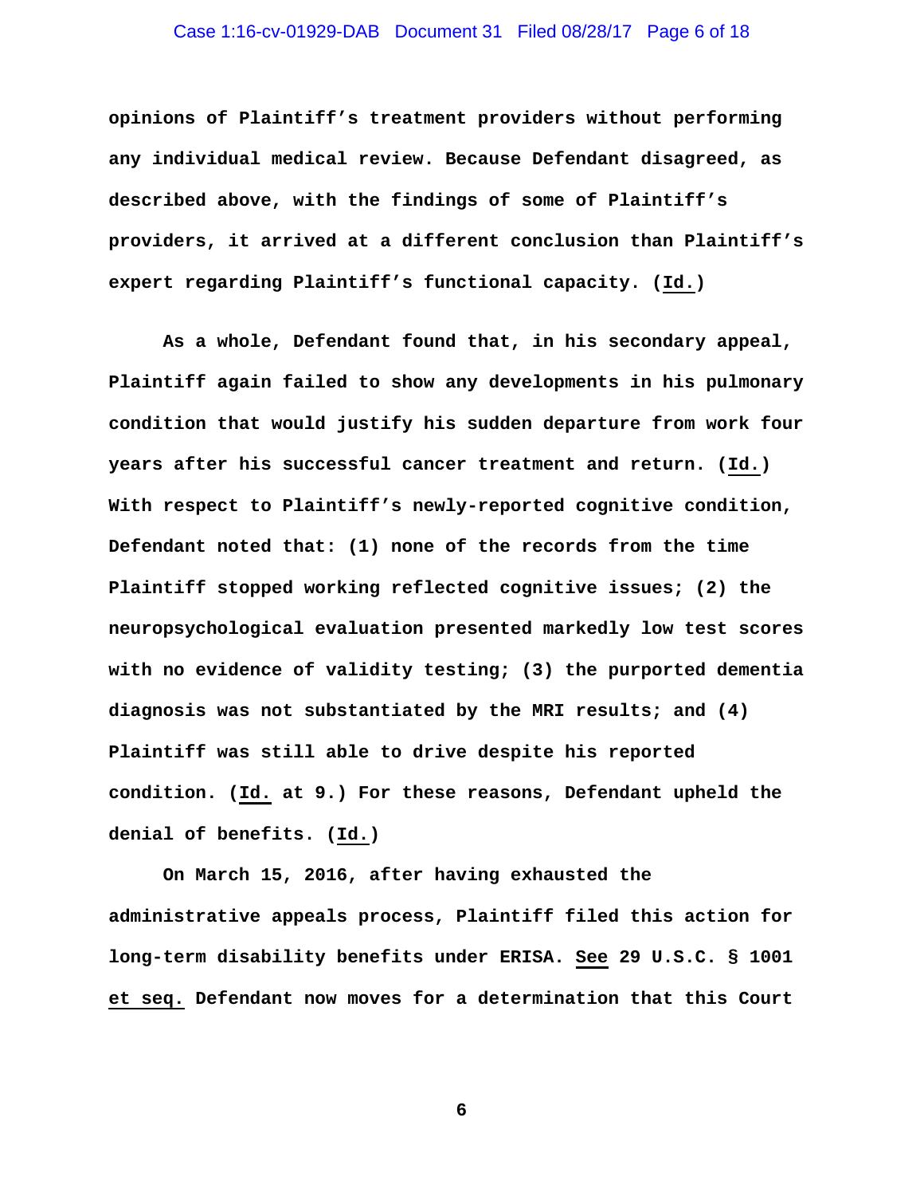opinions of Plaintiff's treatment providers without performing any individual medical review. Because Defendant disagreed, as described above, with the findings of some of Plaintiff's providers, it arrived at a different conclusion than Plaintiff's expert regarding Plaintiff's functional capacity. (Id.)

As a whole, Defendant found that, in his secondary appeal, Plaintiff again failed to show any developments in his pulmonary condition that would justify his sudden departure from work four years after his successful cancer treatment and return. (Id.) With respect to Plaintiff's newly-reported cognitive condition, Defendant noted that: (1) none of the records from the time Plaintiff stopped working reflected cognitive issues; (2) the neuropsychological evaluation presented markedly low test scores with no evidence of validity testing; (3) the purported dementia diagnosis was not substantiated by the MRI results; and (4) Plaintiff was still able to drive despite his reported condition. (Id. at 9.) For these reasons, Defendant upheld the denial of benefits. (Id.)

On March 15, 2016, after having exhausted the administrative appeals process, Plaintiff filed this action for long-term disability benefits under ERISA. See 29 U.S.C. § 1001 et seq. Defendant now moves for a determination that this Court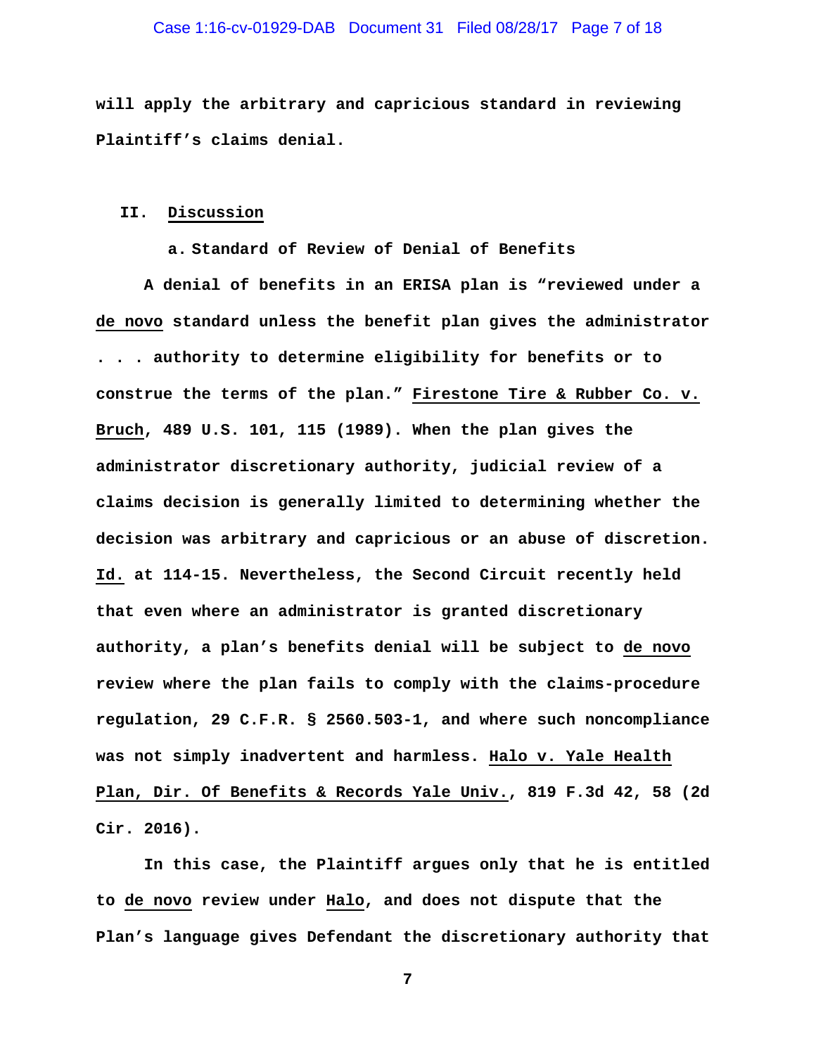will apply the arbitrary and capricious standard in reviewing Plaintiff's claims denial.

## II. Discussion

### a. Standard of Review of Denial of Benefits

A denial of benefits in an ERISA plan is "reviewed under a de novo standard unless the benefit plan gives the administrator . . . authority to determine eligibility for benefits or to construe the terms of the plan." Firestone Tire & Rubber Co. v. Bruch, 489 U.S. 101, 115 (1989). When the plan gives the administrator discretionary authority, judicial review of a claims decision is generally limited to determining whether the decision was arbitrary and capricious or an abuse of discretion. Id. at 114-15. Nevertheless, the Second Circuit recently held that even where an administrator is granted discretionary authority, a plan's benefits denial will be subject to de novo review where the plan fails to comply with the claims-procedure regulation, 29 C.F.R. § 2560.503-1, and where such noncompliance was not simply inadvertent and harmless. Halo v. Yale Health Plan, Dir. Of Benefits & Records Yale Univ., 819 F.3d 42, 58 (2d Cir. 2016).

In this case, the Plaintiff argues only that he is entitled to de novo review under Halo, and does not dispute that the Plan's language gives Defendant the discretionary authority that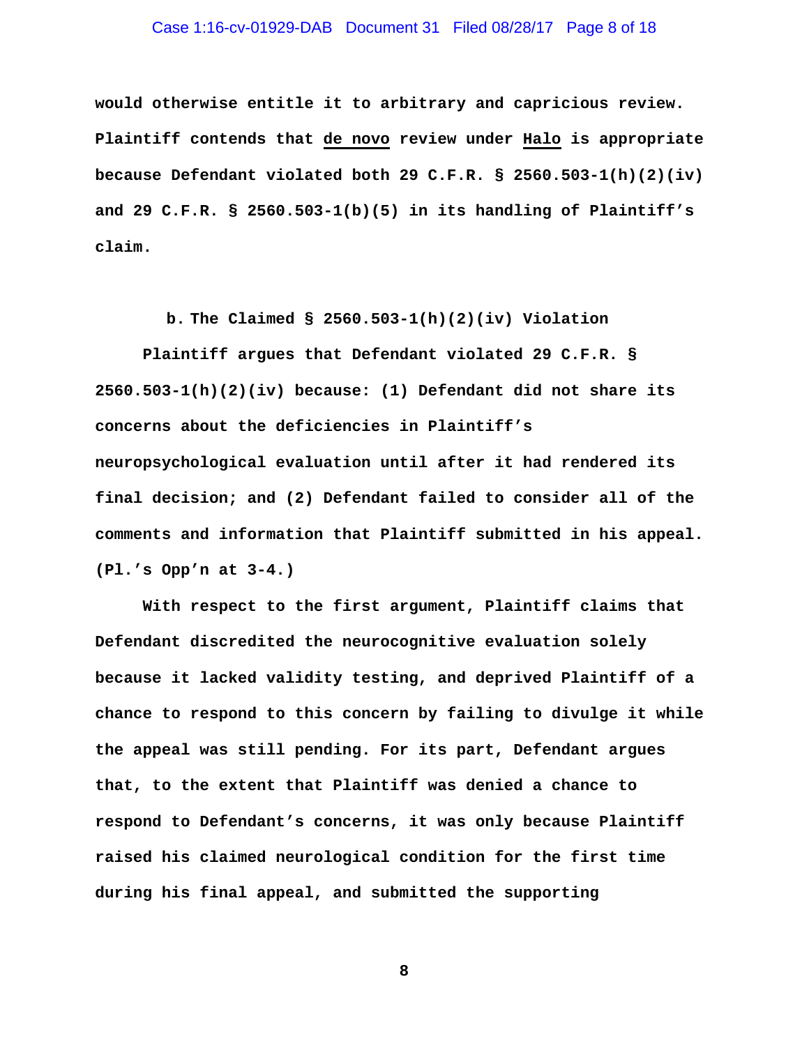would otherwise entitle it to arbitrary and capricious review. Plaintiff contends that de novo review under Halo is appropriate because Defendant violated both 29 C.F.R. § 2560.503-1(h)(2)(iv) and 29 C.F.R. § 2560.503-1(b)(5) in its handling of Plaintiff's claim.

### b. The Claimed § 2560.503-1(h)(2)(iv) Violation

Plaintiff argues that Defendant violated 29 C.F.R. § 2560.503-1(h)(2)(iv) because: (1) Defendant did not share its concerns about the deficiencies in Plaintiff's neuropsychological evaluation until after it had rendered its final decision; and (2) Defendant failed to consider all of the comments and information that Plaintiff submitted in his appeal. (Pl.'s Opp'n at 3-4.)

With respect to the first argument, Plaintiff claims that Defendant discredited the neurocognitive evaluation solely because it lacked validity testing, and deprived Plaintiff of a chance to respond to this concern by failing to divulge it while the appeal was still pending. For its part, Defendant argues that, to the extent that Plaintiff was denied a chance to respond to Defendant's concerns, it was only because Plaintiff raised his claimed neurological condition for the first time during his final appeal, and submitted the supporting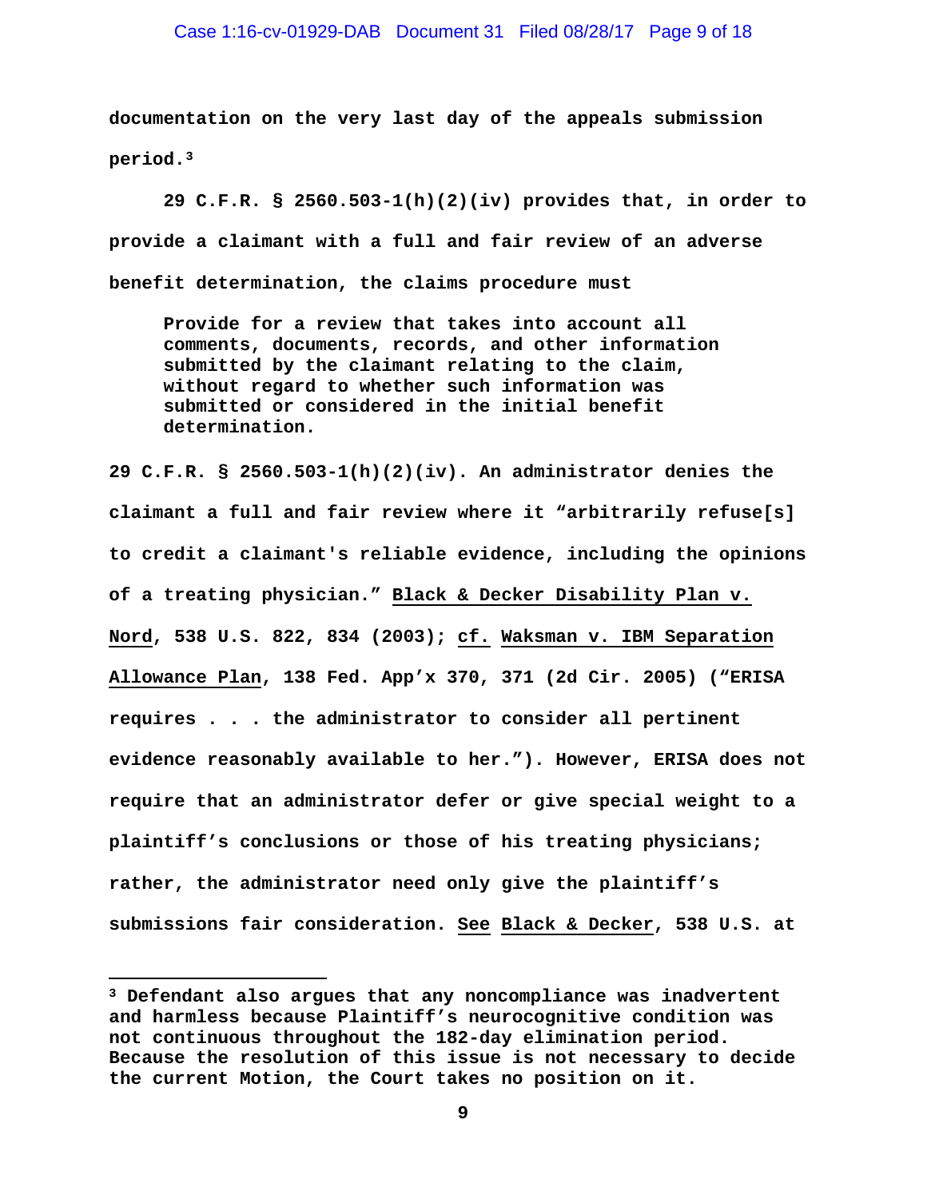documentation on the very last day of the appeals submission period.[3]

29 C.F.R. § 2560.503-1(h)(2)(iv) provides that, in order to provide a claimant with a full and fair review of an adverse benefit determination, the claims procedure must

> Provide for a review that takes into account all comments, documents, records, and other information submitted by the claimant relating to the claim, without regard to whether such information was submitted or considered in the initial benefit determination.

29 C.F.R. § 2560.503-1(h)(2)(iv). An administrator denies the claimant a full and fair review where it "arbitrarily refuse[s] to credit a claimant's reliable evidence, including the opinions of a treating physician." Black & Decker Disability Plan v. Nord, 538 U.S. 822, 834 (2003); cf. Waksman v. IBM Separation Allowance Plan, 138 Fed. App'x 370, 371 (2d Cir. 2005) ("ERISA requires . . . the administrator to consider all pertinent evidence reasonably available to her."). However, ERISA does not require that an administrator defer or give special weight to a plaintiff's conclusions or those of his treating physicians; rather, the administrator need only give the plaintiff's submissions fair consideration. See Black & Decker, 538 U.S. at

---

[3] Defendant also argues that any noncompliance was inadvertent and harmless because Plaintiff's neurocognitive condition was not continuous throughout the 182-day elimination period. Because the resolution of this issue is not necessary to decide the current Motion, the Court takes no position on it.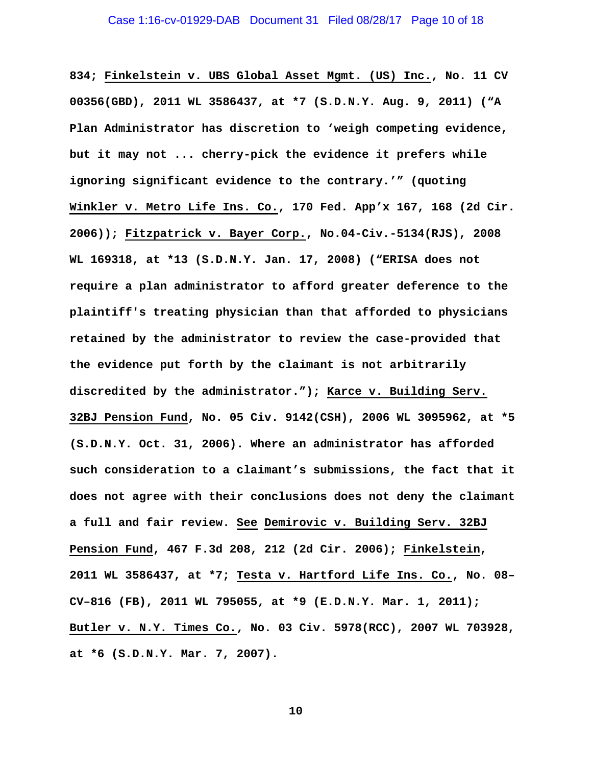**834; <u>Finkelstein v. UBS Global Asset Mgmt. (US) Inc.</u>, No. 11 CV 00356(GBD), 2011 WL 3586437, at *7 (S.D.N.Y. Aug. 9, 2011) ("A Plan Administrator has discretion to 'weigh competing evidence, but it may not ... cherry-pick the evidence it prefers while ignoring significant evidence to the contrary.'" (quoting <u>Winkler v. Metro Life Ins. Co.</u>, 170 Fed. App'x 167, 168 (2d Cir. 2006)); <u>Fitzpatrick v. Bayer Corp.</u>, No.04-Civ.-5134(RJS), 2008 WL 169318, at *13 (S.D.N.Y. Jan. 17, 2008) ("ERISA does not require a plan administrator to afford greater deference to the plaintiff's treating physician than that afforded to physicians retained by the administrator to review the case-provided that the evidence put forth by the claimant is not arbitrarily discredited by the administrator."); <u>Karce v. Building Serv. 32BJ Pension Fund</u>, No. 05 Civ. 9142(CSH), 2006 WL 3095962, at *5 (S.D.N.Y. Oct. 31, 2006). Where an administrator has afforded such consideration to a claimant's submissions, the fact that it does not agree with their conclusions does not deny the claimant a full and fair review. <u>See</u> <u>Demirovic v. Building Serv. 32BJ Pension Fund</u>, 467 F.3d 208, 212 (2d Cir. 2006); <u>Finkelstein</u>, 2011 WL 3586437, at *7; <u>Testa v. Hartford Life Ins. Co.</u>, No. 08–CV–816 (FB), 2011 WL 795055, at *9 (E.D.N.Y. Mar. 1, 2011); <u>Butler v. N.Y. Times Co.</u>, No. 03 Civ. 5978(RCC), 2007 WL 703928, at *6 (S.D.N.Y. Mar. 7, 2007).**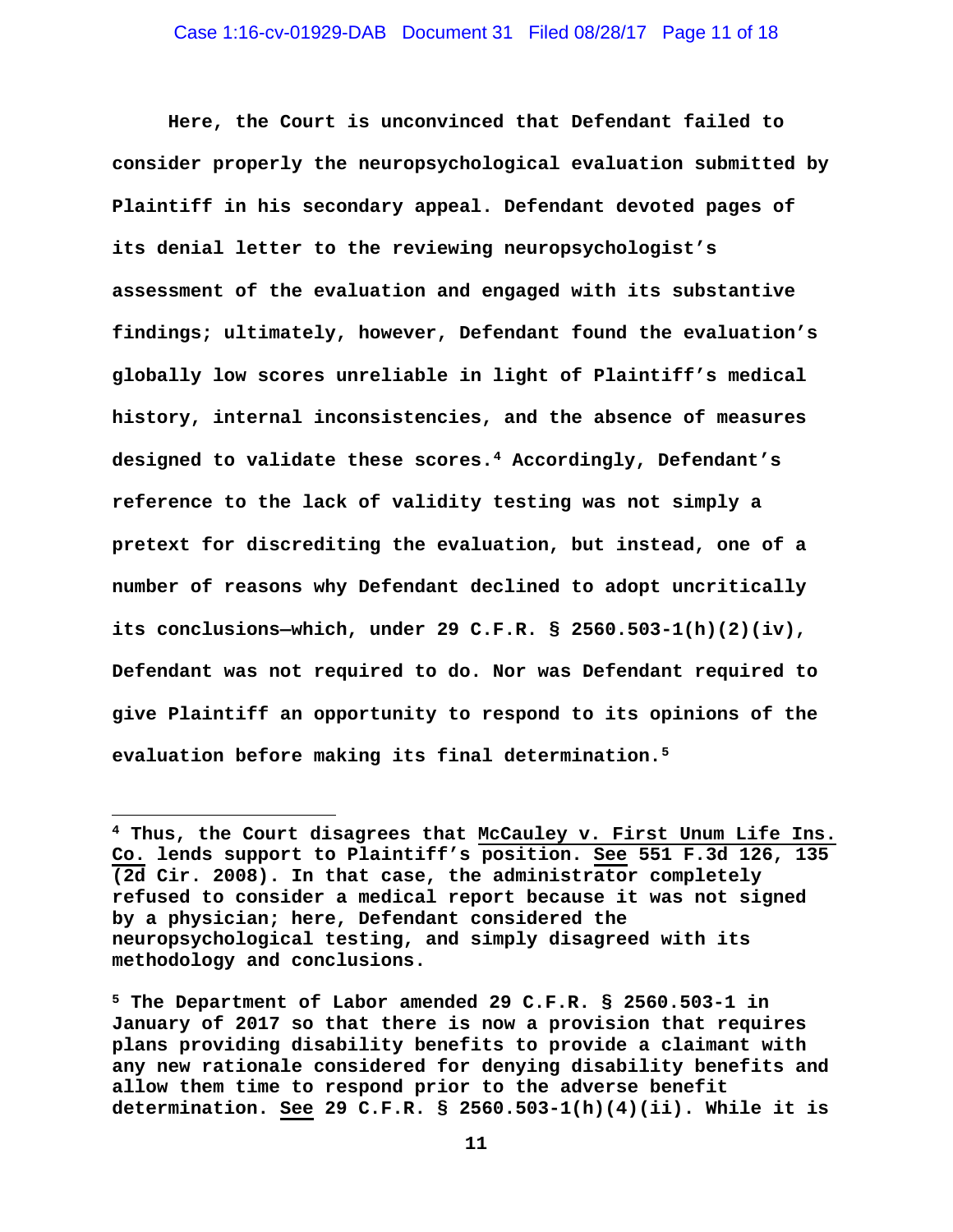Here, the Court is unconvinced that Defendant failed to consider properly the neuropsychological evaluation submitted by Plaintiff in his secondary appeal. Defendant devoted pages of its denial letter to the reviewing neuropsychologist's assessment of the evaluation and engaged with its substantive findings; ultimately, however, Defendant found the evaluation's globally low scores unreliable in light of Plaintiff's medical history, internal inconsistencies, and the absence of measures designed to validate these scores.[4] Accordingly, Defendant's reference to the lack of validity testing was not simply a pretext for discrediting the evaluation, but instead, one of a number of reasons why Defendant declined to adopt uncritically its conclusions—which, under 29 C.F.R. § 2560.503-1(h)(2)(iv), Defendant was not required to do. Nor was Defendant required to give Plaintiff an opportunity to respond to its opinions of the evaluation before making its final determination.[5]

---

[4] Thus, the Court disagrees that McCauley v. First Unum Life Ins. Co. lends support to Plaintiff's position. See 551 F.3d 126, 135 (2d Cir. 2008). In that case, the administrator completely refused to consider a medical report because it was not signed by a physician; here, Defendant considered the neuropsychological testing, and simply disagreed with its methodology and conclusions.

[5] The Department of Labor amended 29 C.F.R. § 2560.503-1 in January of 2017 so that there is now a provision that requires plans providing disability benefits to provide a claimant with any new rationale considered for denying disability benefits and allow them time to respond prior to the adverse benefit determination. See 29 C.F.R. § 2560.503-1(h)(4)(ii). While it is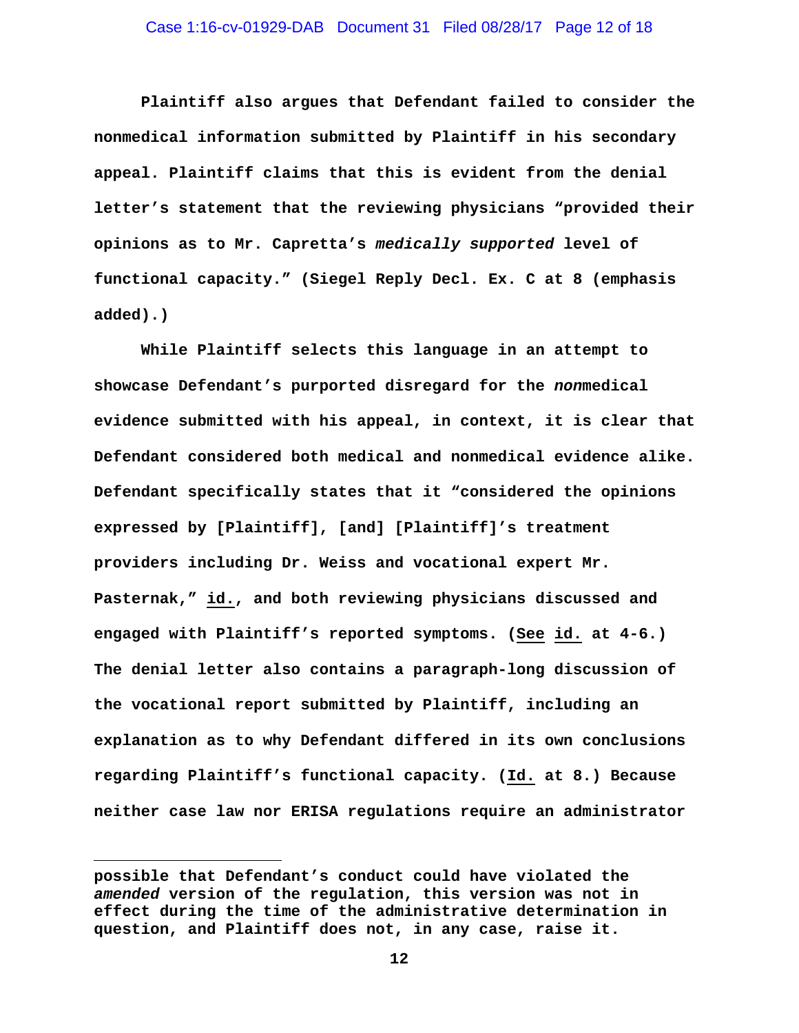Plaintiff also argues that Defendant failed to consider the nonmedical information submitted by Plaintiff in his secondary appeal. Plaintiff claims that this is evident from the denial letter's statement that the reviewing physicians "provided their opinions as to Mr. Capretta's *medically supported* level of functional capacity." (Siegel Reply Decl. Ex. C at 8 (emphasis added).)

While Plaintiff selects this language in an attempt to showcase Defendant's purported disregard for the *non*medical evidence submitted with his appeal, in context, it is clear that Defendant considered both medical and nonmedical evidence alike. Defendant specifically states that it "considered the opinions expressed by [Plaintiff], [and] [Plaintiff]'s treatment providers including Dr. Weiss and vocational expert Mr. Pasternak," id., and both reviewing physicians discussed and engaged with Plaintiff's reported symptoms. (See id. at 4-6.) The denial letter also contains a paragraph-long discussion of the vocational report submitted by Plaintiff, including an explanation as to why Defendant differed in its own conclusions regarding Plaintiff's functional capacity. (Id. at 8.) Because neither case law nor ERISA regulations require an administrator

---

possible that Defendant's conduct could have violated the *amended* version of the regulation, this version was not in effect during the time of the administrative determination in question, and Plaintiff does not, in any case, raise it.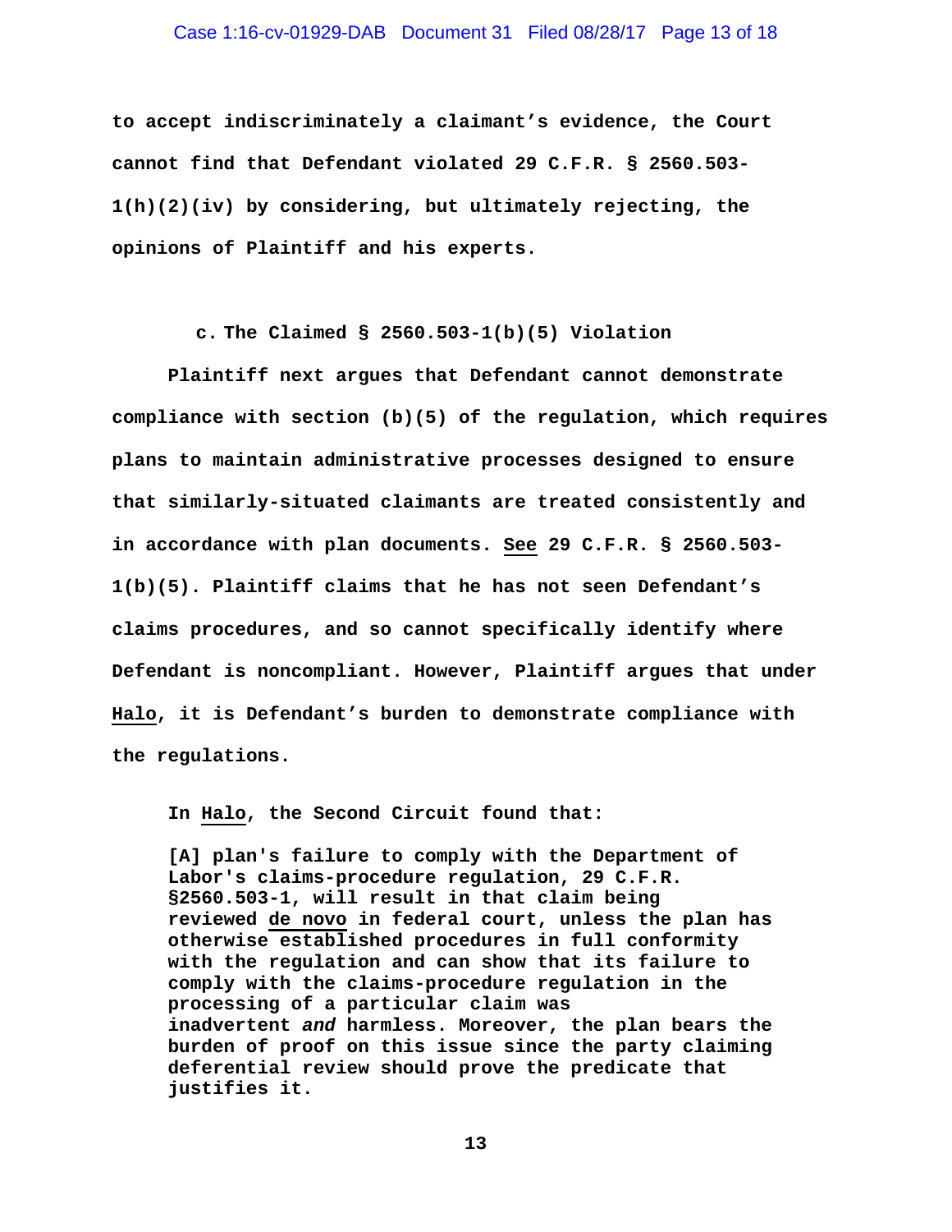to accept indiscriminately a claimant's evidence, the Court cannot find that Defendant violated 29 C.F.R. § 2560.503-1(h)(2)(iv) by considering, but ultimately rejecting, the opinions of Plaintiff and his experts.

### c. The Claimed § 2560.503-1(b)(5) Violation

Plaintiff next argues that Defendant cannot demonstrate compliance with section (b)(5) of the regulation, which requires plans to maintain administrative processes designed to ensure that similarly-situated claimants are treated consistently and in accordance with plan documents. See 29 C.F.R. § 2560.503-1(b)(5). Plaintiff claims that he has not seen Defendant's claims procedures, and so cannot specifically identify where Defendant is noncompliant. However, Plaintiff argues that under Halo, it is Defendant's burden to demonstrate compliance with the regulations.

In Halo, the Second Circuit found that:

> [A] plan's failure to comply with the Department of Labor's claims-procedure regulation, 29 C.F.R. §2560.503-1, will result in that claim being reviewed de novo in federal court, unless the plan has otherwise established procedures in full conformity with the regulation and can show that its failure to comply with the claims-procedure regulation in the processing of a particular claim was inadvertent *and* harmless. Moreover, the plan bears the burden of proof on this issue since the party claiming deferential review should prove the predicate that justifies it.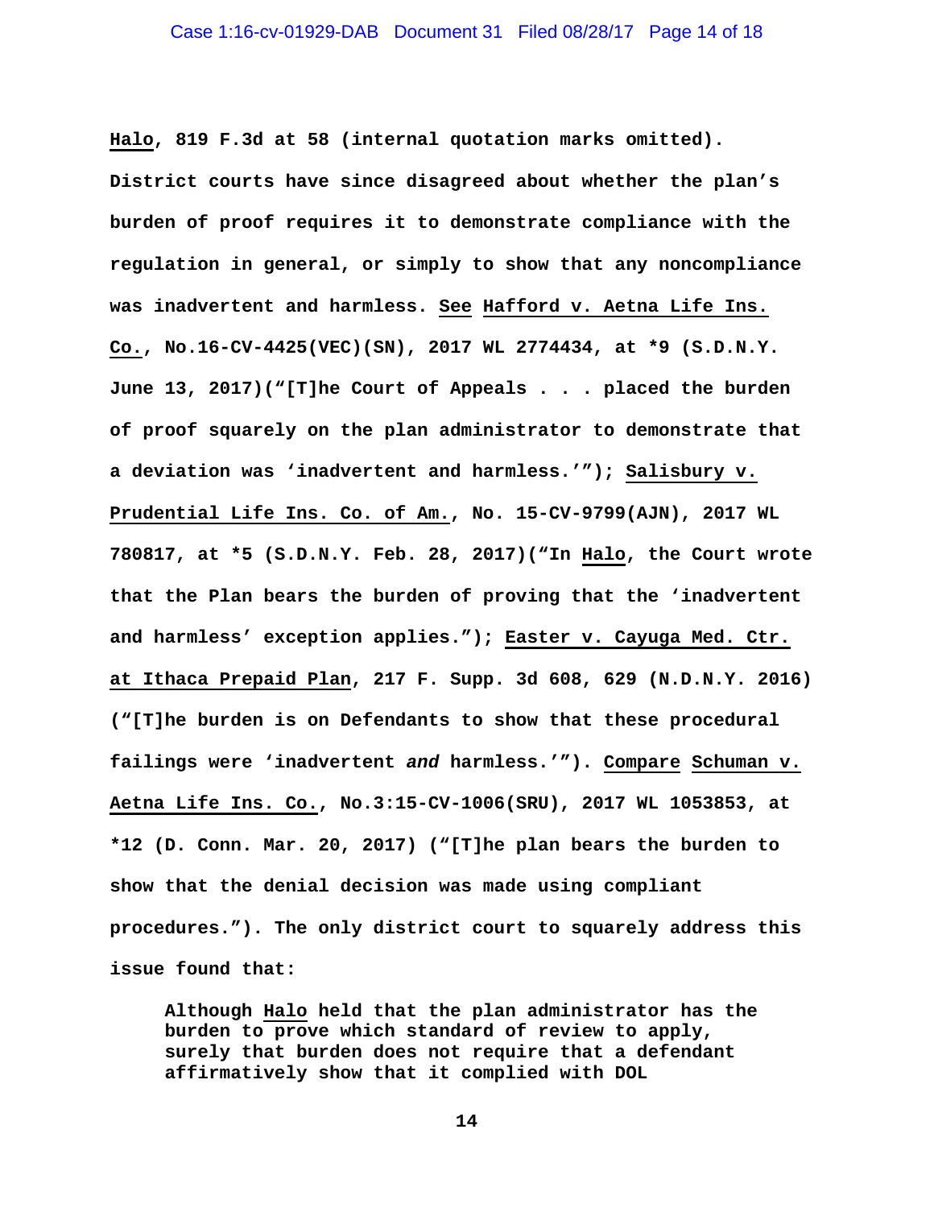**Halo, 819 F.3d at 58 (internal quotation marks omitted). District courts have since disagreed about whether the plan's burden of proof requires it to demonstrate compliance with the regulation in general, or simply to show that any noncompliance was inadvertent and harmless. See Hafford v. Aetna Life Ins. Co., No.16-CV-4425(VEC)(SN), 2017 WL 2774434, at *9 (S.D.N.Y. June 13, 2017)("[T]he Court of Appeals . . . placed the burden of proof squarely on the plan administrator to demonstrate that a deviation was 'inadvertent and harmless.'"); Salisbury v. Prudential Life Ins. Co. of Am., No. 15-CV-9799(AJN), 2017 WL 780817, at *5 (S.D.N.Y. Feb. 28, 2017)("In Halo, the Court wrote that the Plan bears the burden of proving that the 'inadvertent and harmless' exception applies."); Easter v. Cayuga Med. Ctr. at Ithaca Prepaid Plan, 217 F. Supp. 3d 608, 629 (N.D.N.Y. 2016) ("[T]he burden is on Defendants to show that these procedural failings were 'inadvertent *and* harmless.'"). Compare Schuman v. Aetna Life Ins. Co., No.3:15-CV-1006(SRU), 2017 WL 1053853, at *12 (D. Conn. Mar. 20, 2017) ("[T]he plan bears the burden to show that the denial decision was made using compliant procedures."). The only district court to squarely address this issue found that:**

> **Although Halo held that the plan administrator has the burden to prove which standard of review to apply, surely that burden does not require that a defendant affirmatively show that it complied with DOL**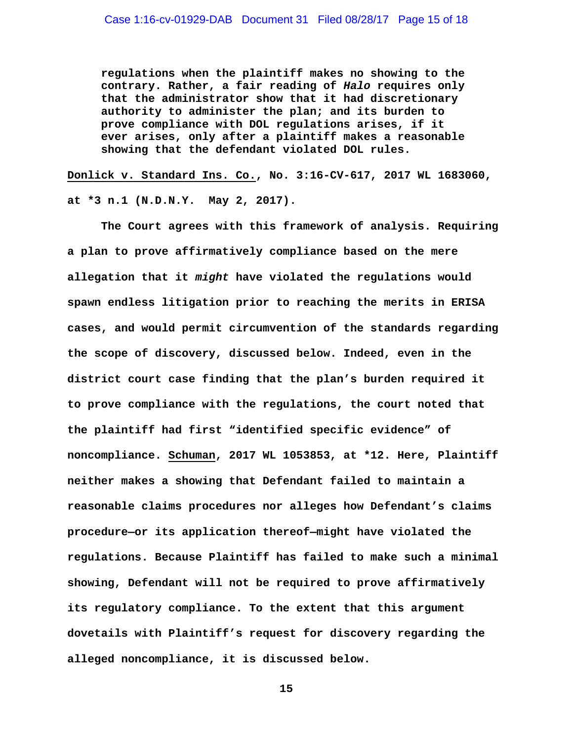> regulations when the plaintiff makes no showing to the contrary. Rather, a fair reading of *Halo* requires only that the administrator show that it had discretionary authority to administer the plan; and its burden to prove compliance with DOL regulations arises, if it ever arises, only after a plaintiff makes a reasonable showing that the defendant violated DOL rules.

Donlick v. Standard Ins. Co., No. 3:16-CV-617, 2017 WL 1683060, at *3 n.1 (N.D.N.Y. May 2, 2017).

The Court agrees with this framework of analysis. Requiring a plan to prove affirmatively compliance based on the mere allegation that it *might* have violated the regulations would spawn endless litigation prior to reaching the merits in ERISA cases, and would permit circumvention of the standards regarding the scope of discovery, discussed below. Indeed, even in the district court case finding that the plan's burden required it to prove compliance with the regulations, the court noted that the plaintiff had first "identified specific evidence" of noncompliance. Schuman, 2017 WL 1053853, at *12. Here, Plaintiff neither makes a showing that Defendant failed to maintain a reasonable claims procedures nor alleges how Defendant's claims procedure—or its application thereof—might have violated the regulations. Because Plaintiff has failed to make such a minimal showing, Defendant will not be required to prove affirmatively its regulatory compliance. To the extent that this argument dovetails with Plaintiff's request for discovery regarding the alleged noncompliance, it is discussed below.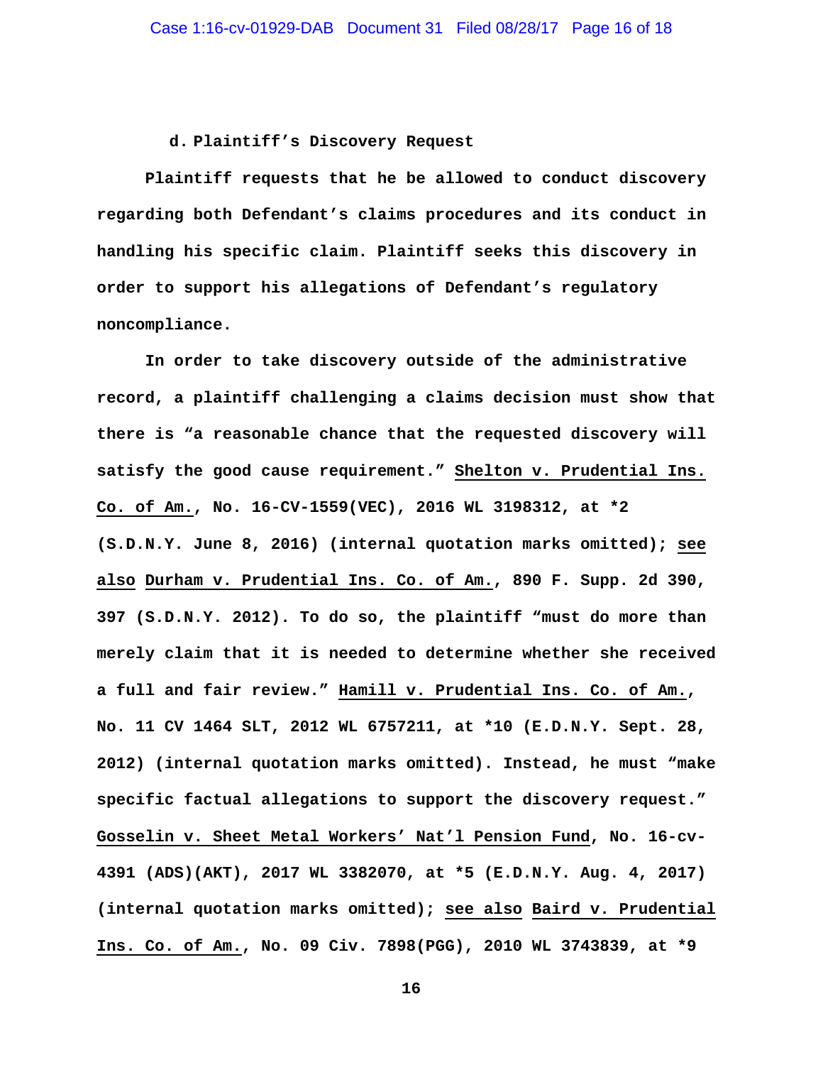**d. Plaintiff's Discovery Request**

**Plaintiff requests that he be allowed to conduct discovery regarding both Defendant's claims procedures and its conduct in handling his specific claim. Plaintiff seeks this discovery in order to support his allegations of Defendant's regulatory noncompliance.**

**In order to take discovery outside of the administrative record, a plaintiff challenging a claims decision must show that there is "a reasonable chance that the requested discovery will satisfy the good cause requirement." <u>Shelton v. Prudential Ins. Co. of Am.</u>, No. 16-CV-1559(VEC), 2016 WL 3198312, at *2 (S.D.N.Y. June 8, 2016) (internal quotation marks omitted); <u>see also</u> <u>Durham v. Prudential Ins. Co. of Am.</u>, 890 F. Supp. 2d 390, 397 (S.D.N.Y. 2012). To do so, the plaintiff "must do more than merely claim that it is needed to determine whether she received a full and fair review." <u>Hamill v. Prudential Ins. Co. of Am.</u>, No. 11 CV 1464 SLT, 2012 WL 6757211, at *10 (E.D.N.Y. Sept. 28, 2012) (internal quotation marks omitted). Instead, he must "make specific factual allegations to support the discovery request." <u>Gosselin v. Sheet Metal Workers' Nat'l Pension Fund</u>, No. 16-cv-4391 (ADS)(AKT), 2017 WL 3382070, at *5 (E.D.N.Y. Aug. 4, 2017) (internal quotation marks omitted); <u>see also</u> <u>Baird v. Prudential Ins. Co. of Am.</u>, No. 09 Civ. 7898(PGG), 2010 WL 3743839, at *9**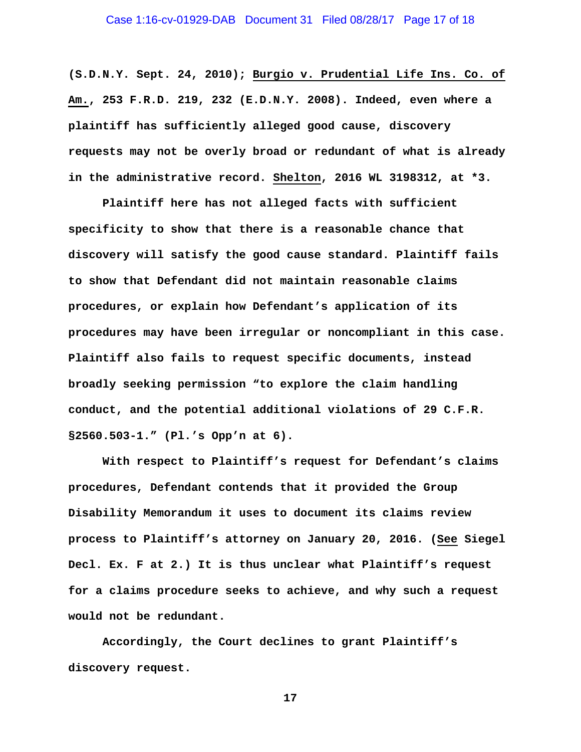(S.D.N.Y. Sept. 24, 2010); Burgio v. Prudential Life Ins. Co. of Am., 253 F.R.D. 219, 232 (E.D.N.Y. 2008). Indeed, even where a plaintiff has sufficiently alleged good cause, discovery requests may not be overly broad or redundant of what is already in the administrative record. Shelton, 2016 WL 3198312, at *3.

Plaintiff here has not alleged facts with sufficient specificity to show that there is a reasonable chance that discovery will satisfy the good cause standard. Plaintiff fails to show that Defendant did not maintain reasonable claims procedures, or explain how Defendant's application of its procedures may have been irregular or noncompliant in this case. Plaintiff also fails to request specific documents, instead broadly seeking permission "to explore the claim handling conduct, and the potential additional violations of 29 C.F.R. §2560.503-1." (Pl.'s Opp'n at 6).

With respect to Plaintiff's request for Defendant's claims procedures, Defendant contends that it provided the Group Disability Memorandum it uses to document its claims review process to Plaintiff's attorney on January 20, 2016. (See Siegel Decl. Ex. F at 2.) It is thus unclear what Plaintiff's request for a claims procedure seeks to achieve, and why such a request would not be redundant.

Accordingly, the Court declines to grant Plaintiff's discovery request.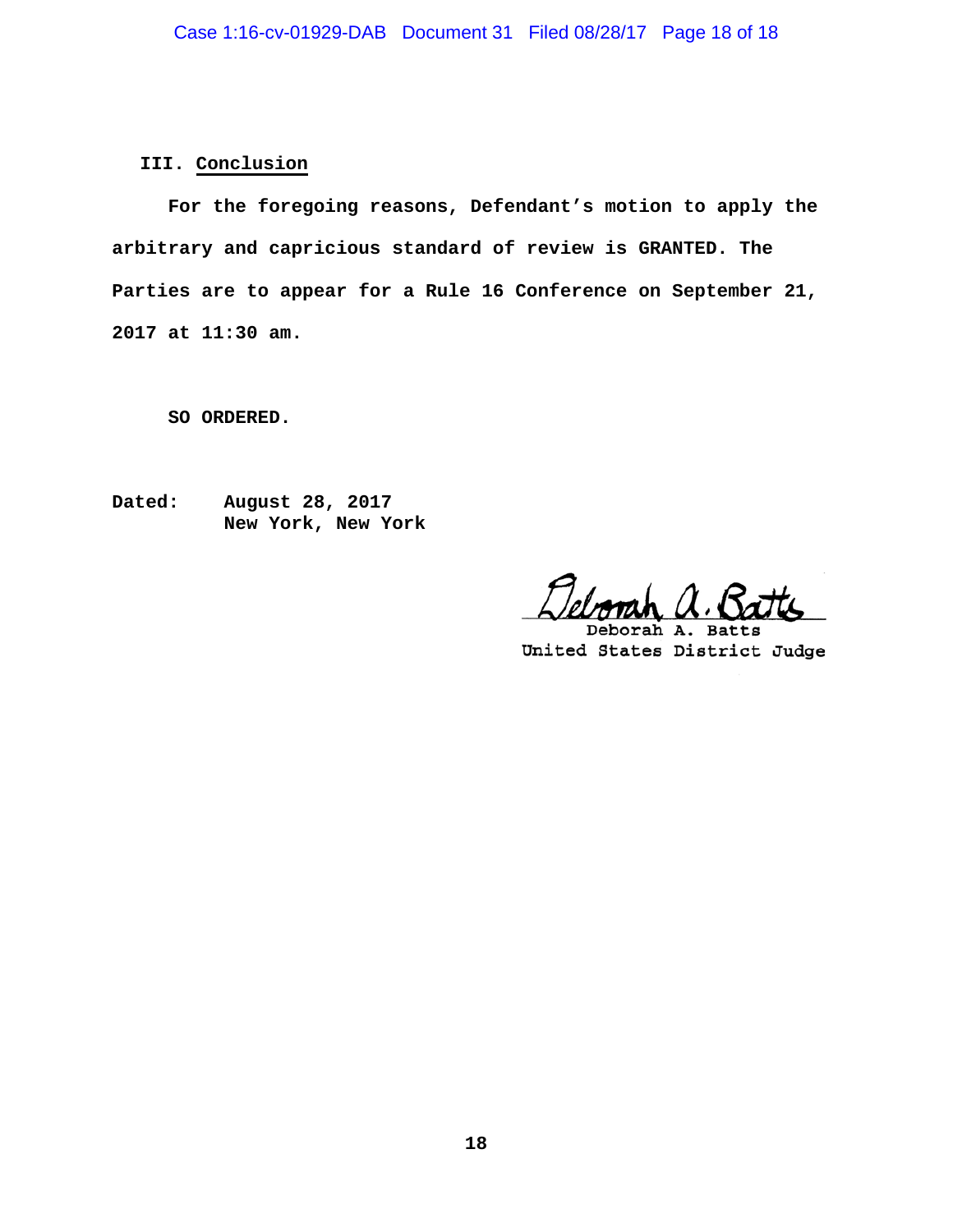## III. Conclusion

**For the foregoing reasons, Defendant's motion to apply the arbitrary and capricious standard of review is GRANTED. The Parties are to appear for a Rule 16 Conference on September 21, 2017 at 11:30 am.**

**SO ORDERED.**

**Dated: August 28, 2017**
**New York, New York**

Deborah A. Batts
United States District Judge